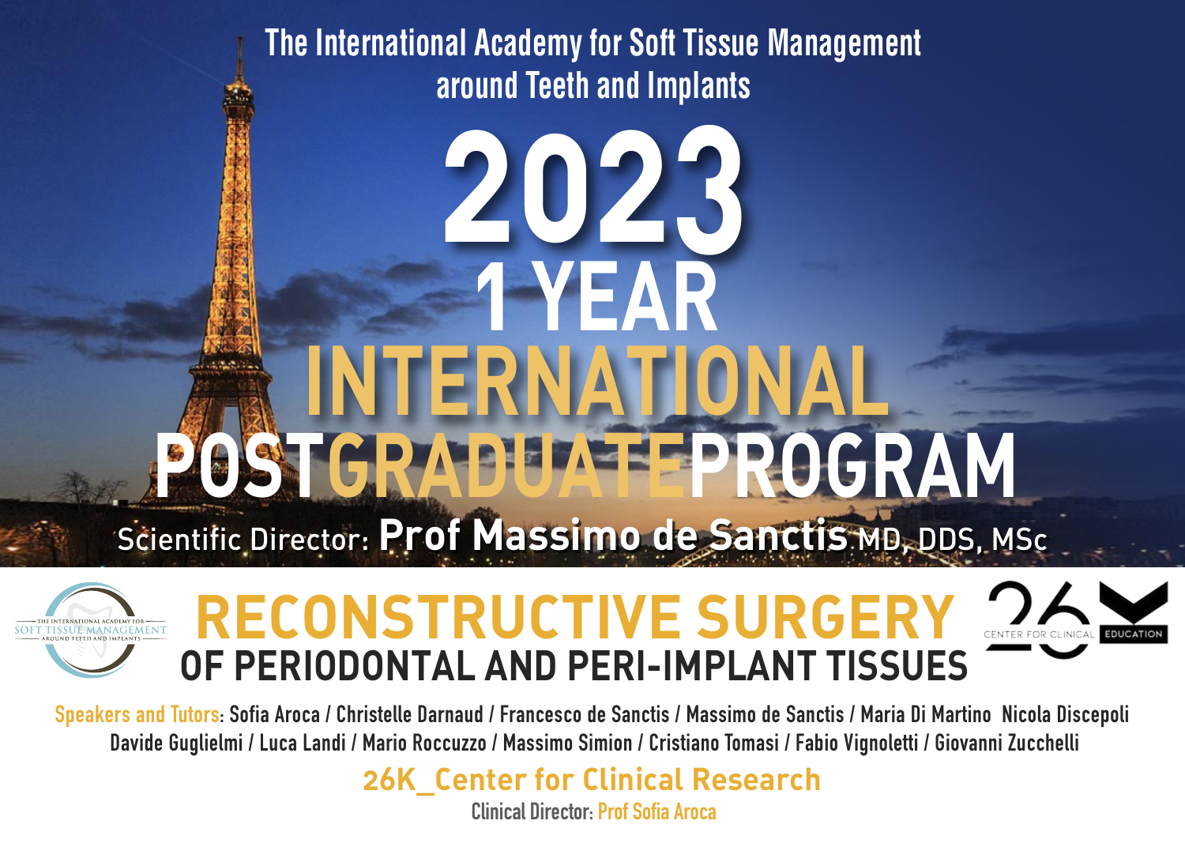The International Academy for Soft Tissue Management around Teeth and Implants

# 2023
# 1 YEAR
# INTERNATIONAL POSTGRADUATEPROGRAM

Scientific Director: **Prof Massimo de Sanctis** MD, DDS, MSc

THE INTERNATIONAL ACADEMY FOR SOFT TISSUE MANAGEMENT AROUND TEETH AND IMPLANTS

## RECONSTRUCTIVE SURGERY
## OF PERIODONTAL AND PERI-IMPLANT TISSUES

26 CENTER FOR CLINICAL EDUCATION

Speakers and Tutors: Sofia Aroca / Christelle Darnaud / Francesco de Sanctis / Massimo de Sanctis / Maria Di Martino Nicola Discepoli Davide Guglielmi / Luca Landi / Mario Roccuzzo / Massimo Simion / Cristiano Tomasi / Fabio Vignoletti / Giovanni Zucchelli

**26K_Center for Clinical Research**

Clinical Director: Prof Sofia Aroca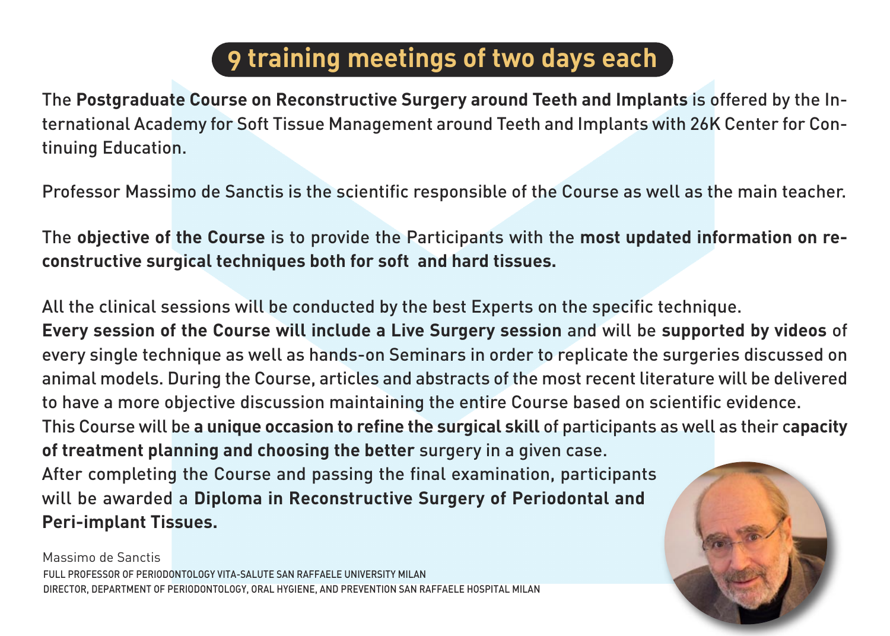# 9 training meetings of two days each

The **Postgraduate Course on Reconstructive Surgery around Teeth and Implants** is offered by the International Academy for Soft Tissue Management around Teeth and Implants with 26K Center for Continuing Education.

Professor Massimo de Sanctis is the scientific responsible of the Course as well as the main teacher.

The **objective of the Course** is to provide the Participants with the **most updated information on reconstructive surgical techniques both for soft and hard tissues.**

All the clinical sessions will be conducted by the best Experts on the specific technique.
**Every session of the Course will include a Live Surgery session** and will be **supported by videos** of every single technique as well as hands-on Seminars in order to replicate the surgeries discussed on animal models. During the Course, articles and abstracts of the most recent literature will be delivered to have a more objective discussion maintaining the entire Course based on scientific evidence.
This Course will be **a unique occasion to refine the surgical skill** of participants as well as their c**apacity of treatment planning and choosing the better** surgery in a given case.
After completing the Course and passing the final examination, participants will be awarded a **Diploma in Reconstructive Surgery of Periodontal and Peri-implant Tissues.**

Massimo de Sanctis
FULL PROFESSOR OF PERIODONTOLOGY VITA-SALUTE SAN RAFFAELE UNIVERSITY MILAN
DIRECTOR, DEPARTMENT OF PERIODONTOLOGY, ORAL HYGIENE, AND PREVENTION SAN RAFFAELE HOSPITAL MILAN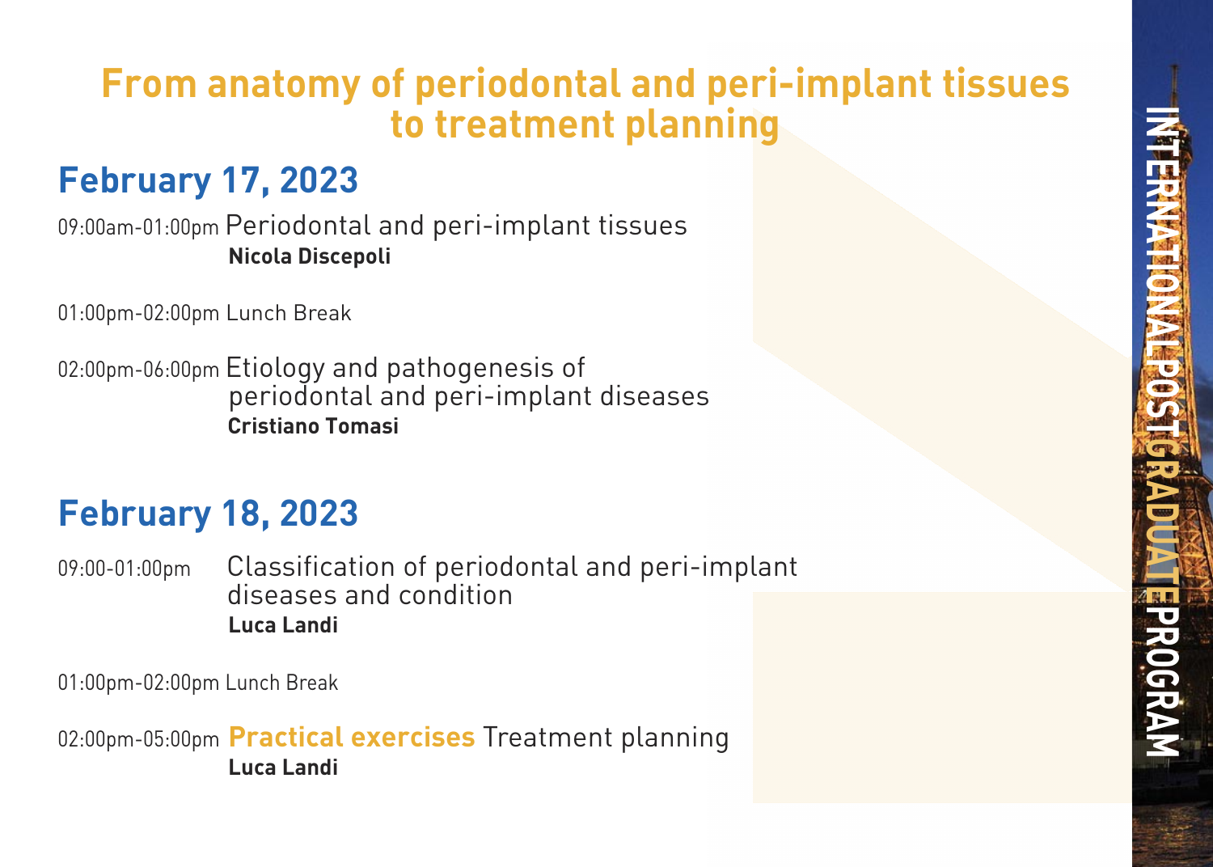# From anatomy of periodontal and peri-implant tissues to treatment planning

## February 17, 2023

09:00am-01:00pm Periodontal and peri-implant tissues
**Nicola Discepoli**

01:00pm-02:00pm Lunch Break

02:00pm-06:00pm Etiology and pathogenesis of periodontal and peri-implant diseases
**Cristiano Tomasi**

## February 18, 2023

09:00-01:00pm Classification of periodontal and peri-implant diseases and condition
**Luca Landi**

01:00pm-02:00pm Lunch Break

02:00pm-05:00pm **Practical exercises** Treatment planning
**Luca Landi**

INTERNATIONAL POSTGRADUATE PROGRAM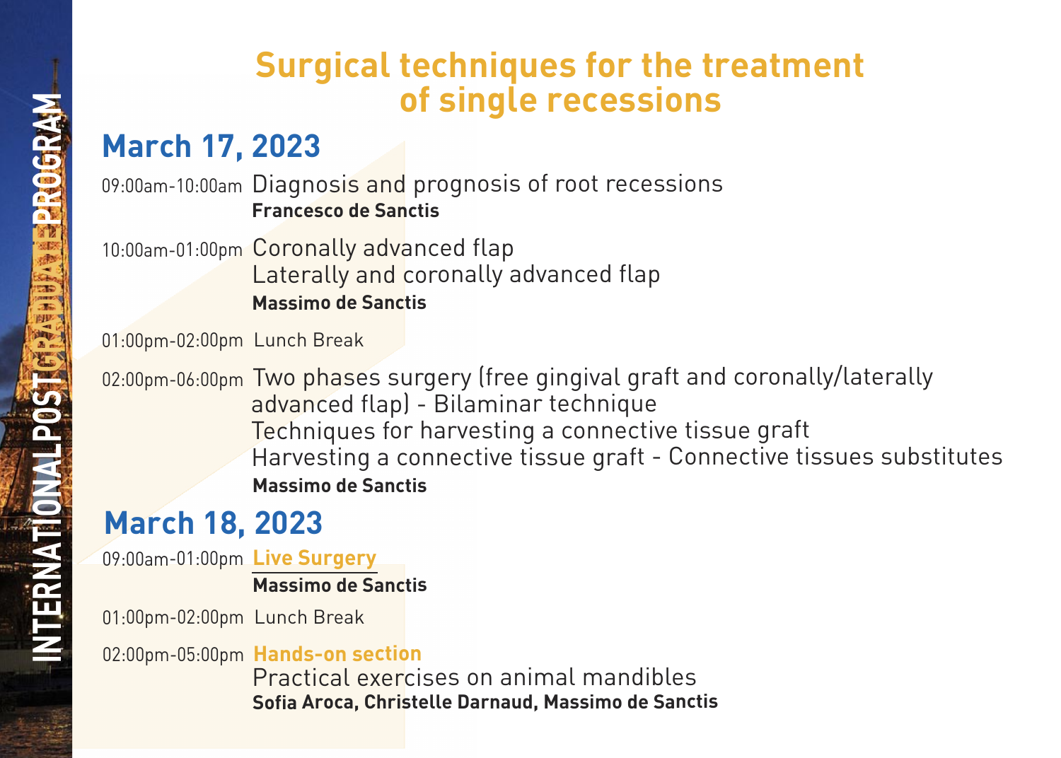# Surgical techniques for the treatment of single recessions

## March 17, 2023

09:00am-10:00am Diagnosis and prognosis of root recessions
**Francesco de Sanctis**

10:00am-01:00pm Coronally advanced flap
Laterally and coronally advanced flap
**Massimo de Sanctis**

01:00pm-02:00pm Lunch Break

02:00pm-06:00pm Two phases surgery (free gingival graft and coronally/laterally advanced flap) - Bilaminar technique
Techniques for harvesting a connective tissue graft
Harvesting a connective tissue graft - Connective tissues substitutes
**Massimo de Sanctis**

## March 18, 2023

09:00am-01:00pm **Live Surgery**
**Massimo de Sanctis**

01:00pm-02:00pm Lunch Break

02:00pm-05:00pm **Hands-on section**
Practical exercises on animal mandibles
**Sofia Aroca, Christelle Darnaud, Massimo de Sanctis**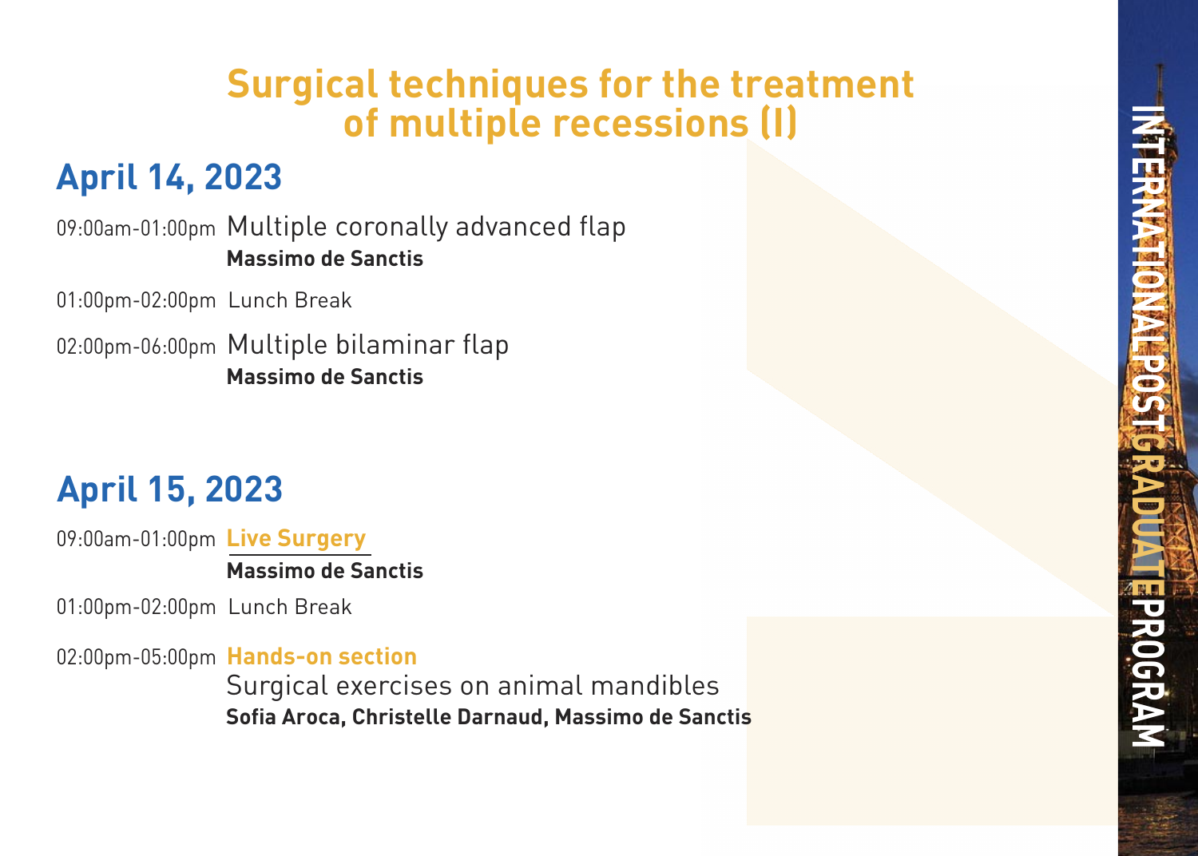# Surgical techniques for the treatment of multiple recessions (I)

## April 14, 2023

09:00am-01:00pm Multiple coronally advanced flap
**Massimo de Sanctis**

01:00pm-02:00pm Lunch Break

02:00pm-06:00pm Multiple bilaminar flap
**Massimo de Sanctis**

## April 15, 2023

09:00am-01:00pm **Live Surgery**
**Massimo de Sanctis**

01:00pm-02:00pm Lunch Break

02:00pm-05:00pm **Hands-on section**
Surgical exercises on animal mandibles
**Sofia Aroca, Christelle Darnaud, Massimo de Sanctis**

INTERNATIONAL POSTGRADUATE PROGRAM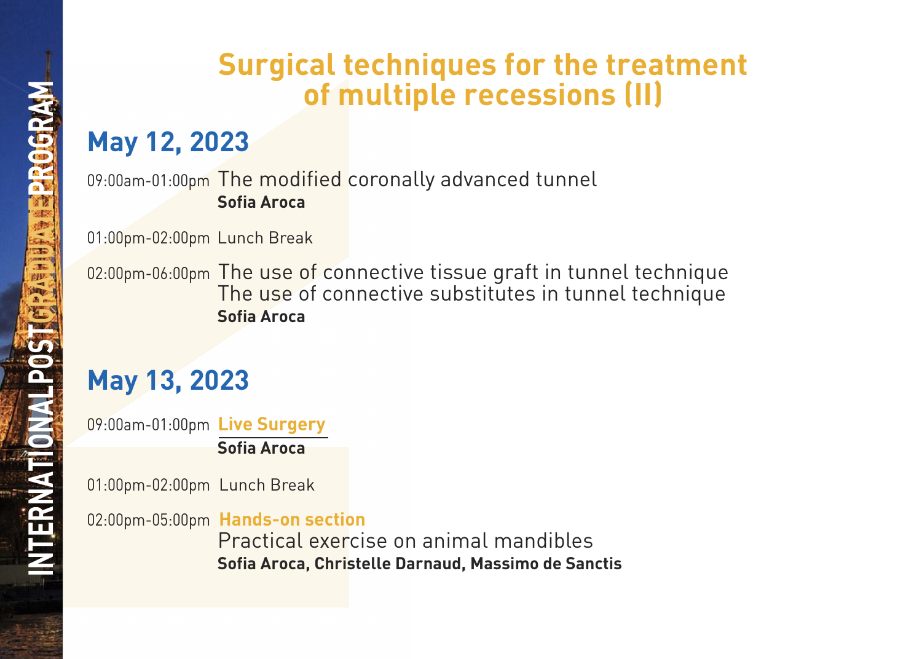# Surgical techniques for the treatment of multiple recessions (II)

## May 12, 2023

09:00am-01:00pm The modified coronally advanced tunnel
**Sofia Aroca**

01:00pm-02:00pm Lunch Break

02:00pm-06:00pm The use of connective tissue graft in tunnel technique
The use of connective substitutes in tunnel technique
**Sofia Aroca**

## May 13, 2023

09:00am-01:00pm **Live Surgery**
**Sofia Aroca**

01:00pm-02:00pm Lunch Break

02:00pm-05:00pm **Hands-on section**
Practical exercise on animal mandibles
**Sofia Aroca, Christelle Darnaud, Massimo de Sanctis**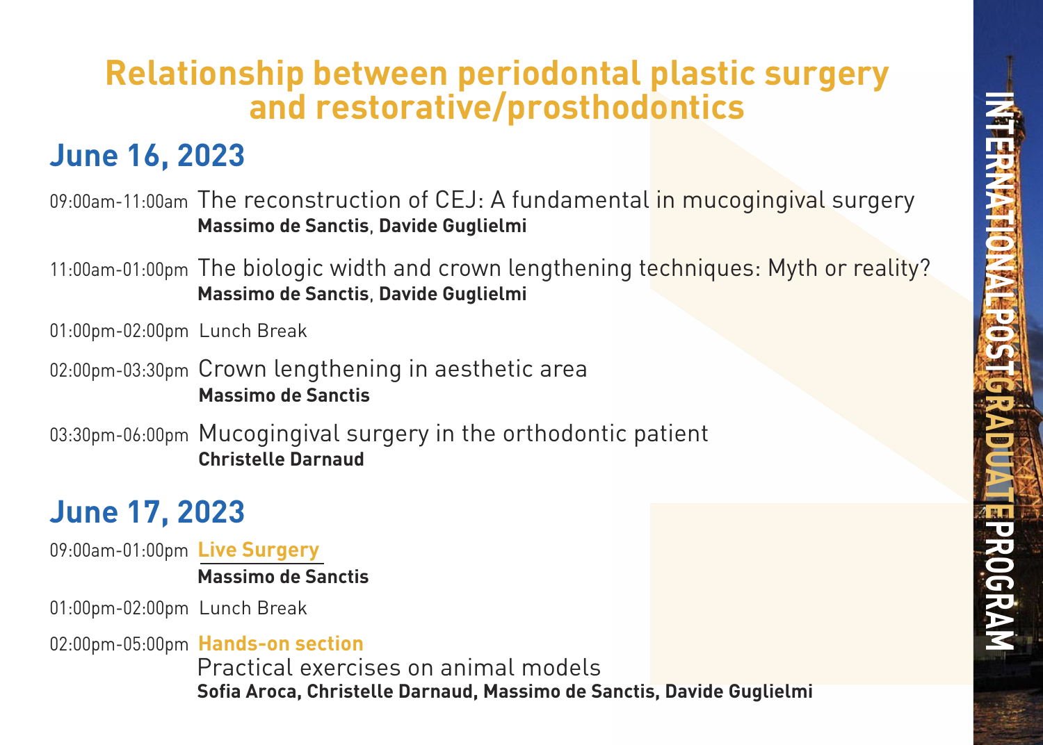# Relationship between periodontal plastic surgery and restorative/prosthodontics

## June 16, 2023

09:00am-11:00am The reconstruction of CEJ: A fundamental in mucogingival surgery
**Massimo de Sanctis**, **Davide Guglielmi**

11:00am-01:00pm The biologic width and crown lengthening techniques: Myth or reality?
**Massimo de Sanctis**, **Davide Guglielmi**

01:00pm-02:00pm Lunch Break

02:00pm-03:30pm Crown lengthening in aesthetic area
**Massimo de Sanctis**

03:30pm-06:00pm Mucogingival surgery in the orthodontic patient
**Christelle Darnaud**

## June 17, 2023

09:00am-01:00pm **Live Surgery**
**Massimo de Sanctis**

01:00pm-02:00pm Lunch Break

02:00pm-05:00pm **Hands-on section**
Practical exercises on animal models
**Sofia Aroca, Christelle Darnaud, Massimo de Sanctis, Davide Guglielmi**

INTERNATIONAL POSTGRADUATE PROGRAM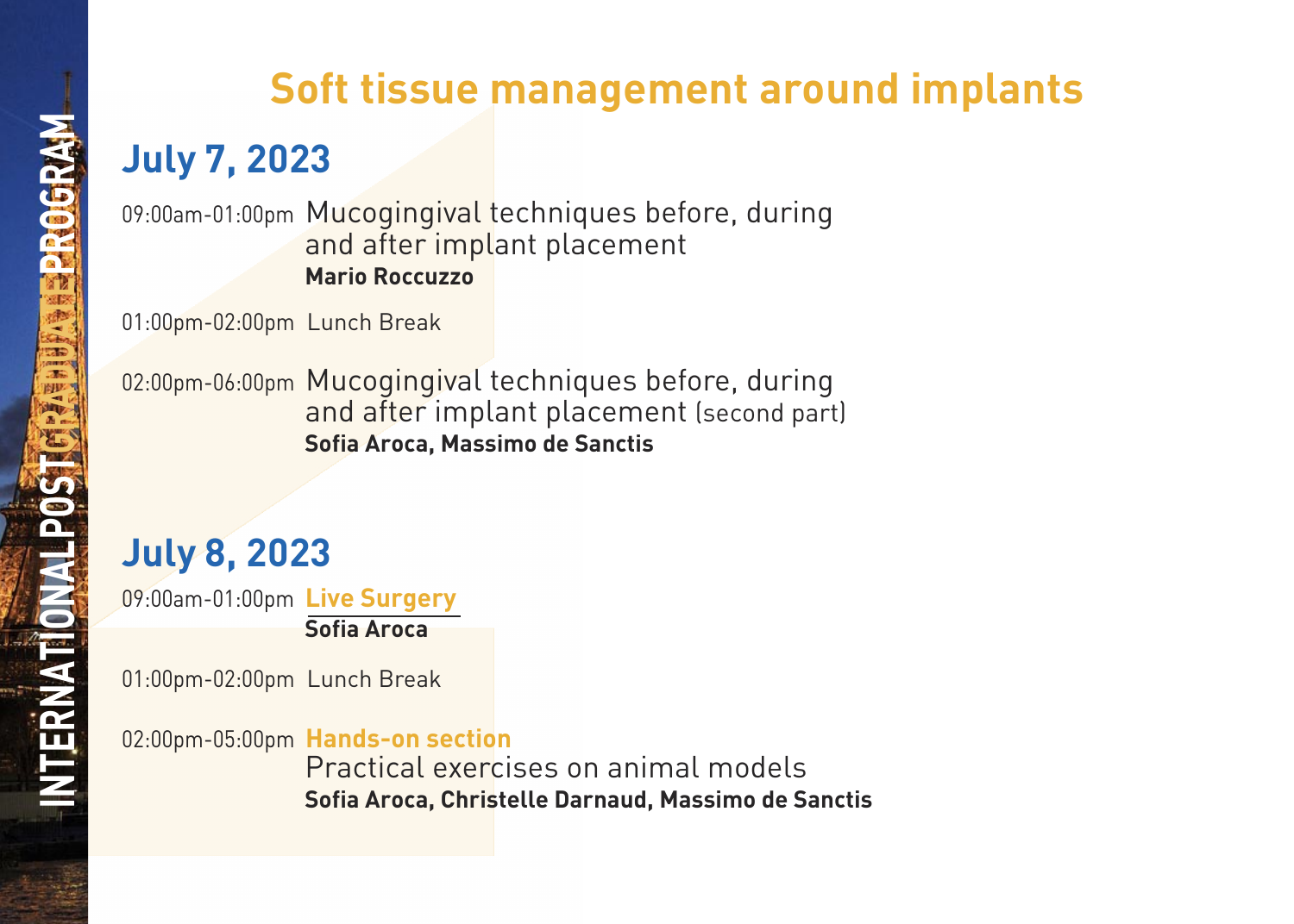# Soft tissue management around implants

## July 7, 2023

09:00am-01:00pm Mucogingival techniques before, during and after implant placement
**Mario Roccuzzo**

01:00pm-02:00pm Lunch Break

02:00pm-06:00pm Mucogingival techniques before, during and after implant placement (second part)
**Sofia Aroca, Massimo de Sanctis**

## July 8, 2023

09:00am-01:00pm **Live Surgery**
**Sofia Aroca**

01:00pm-02:00pm Lunch Break

02:00pm-05:00pm **Hands-on section**
Practical exercises on animal models
**Sofia Aroca, Christelle Darnaud, Massimo de Sanctis**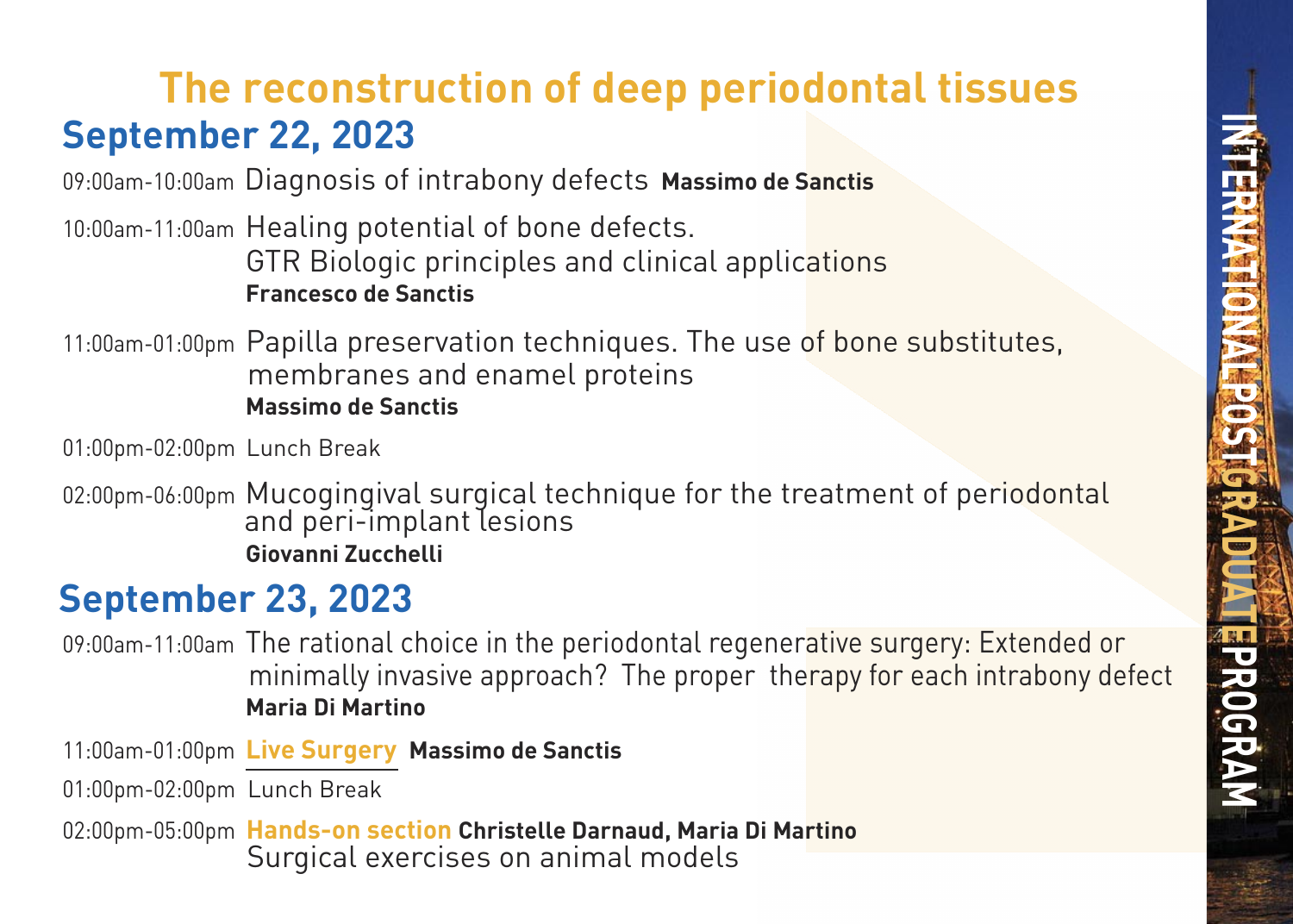# The reconstruction of deep periodontal tissues

## September 22, 2023

09:00am-10:00am Diagnosis of intrabony defects **Massimo de Sanctis**

10:00am-11:00am Healing potential of bone defects.
GTR Biologic principles and clinical applications
**Francesco de Sanctis**

11:00am-01:00pm Papilla preservation techniques. The use of bone substitutes, membranes and enamel proteins
**Massimo de Sanctis**

01:00pm-02:00pm Lunch Break

02:00pm-06:00pm Mucogingival surgical technique for the treatment of periodontal and peri-implant lesions
**Giovanni Zucchelli**

## September 23, 2023

09:00am-11:00am The rational choice in the periodontal regenerative surgery: Extended or minimally invasive approach? The proper therapy for each intrabony defect
**Maria Di Martino**

11:00am-01:00pm **Live Surgery** **Massimo de Sanctis**

01:00pm-02:00pm Lunch Break

02:00pm-05:00pm **Hands-on section** **Christelle Darnaud, Maria Di Martino**
Surgical exercises on animal models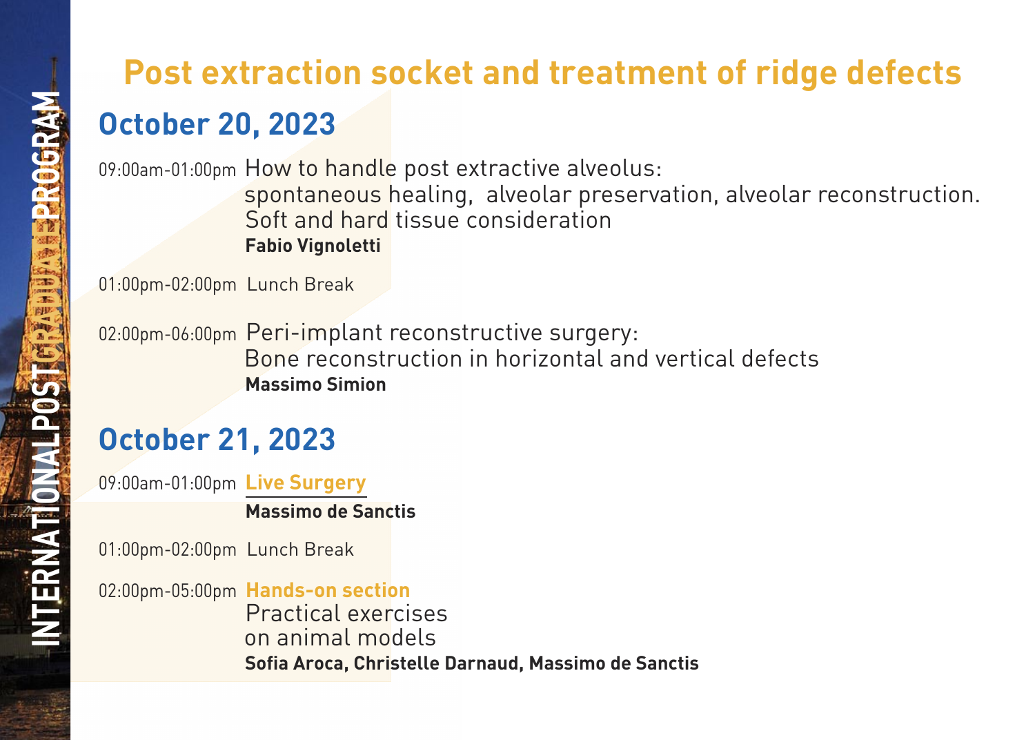INTERNATIONAL POSTGRADUATE PROGRAM

# Post extraction socket and treatment of ridge defects

## October 20, 2023

09:00am-01:00pm How to handle post extractive alveolus:
spontaneous healing, alveolar preservation, alveolar reconstruction.
Soft and hard tissue consideration
**Fabio Vignoletti**

01:00pm-02:00pm Lunch Break

02:00pm-06:00pm Peri-implant reconstructive surgery:
Bone reconstruction in horizontal and vertical defects
**Massimo Simion**

## October 21, 2023

09:00am-01:00pm **Live Surgery**
**Massimo de Sanctis**

01:00pm-02:00pm Lunch Break

02:00pm-05:00pm **Hands-on section**
Practical exercises
on animal models
**Sofia Aroca, Christelle Darnaud, Massimo de Sanctis**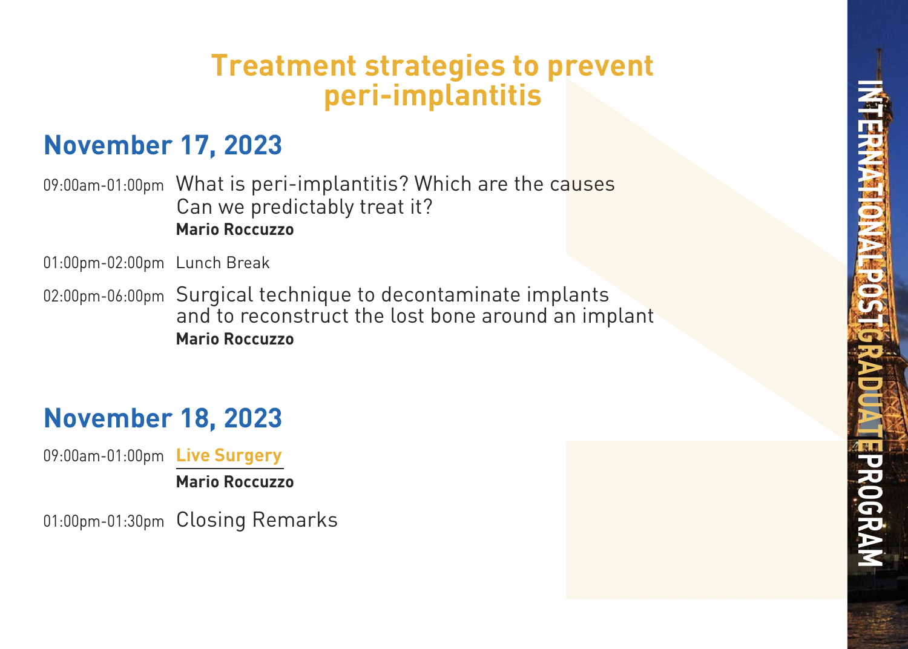# Treatment strategies to prevent peri-implantitis

## November 17, 2023

09:00am-01:00pm What is peri-implantitis? Which are the causes Can we predictably treat it?
**Mario Roccuzzo**

01:00pm-02:00pm Lunch Break

02:00pm-06:00pm Surgical technique to decontaminate implants and to reconstruct the lost bone around an implant
**Mario Roccuzzo**

## November 18, 2023

09:00am-01:00pm **Live Surgery**
**Mario Roccuzzo**

01:00pm-01:30pm Closing Remarks

INTERNATIONAL POSTGRADUATE PROGRAM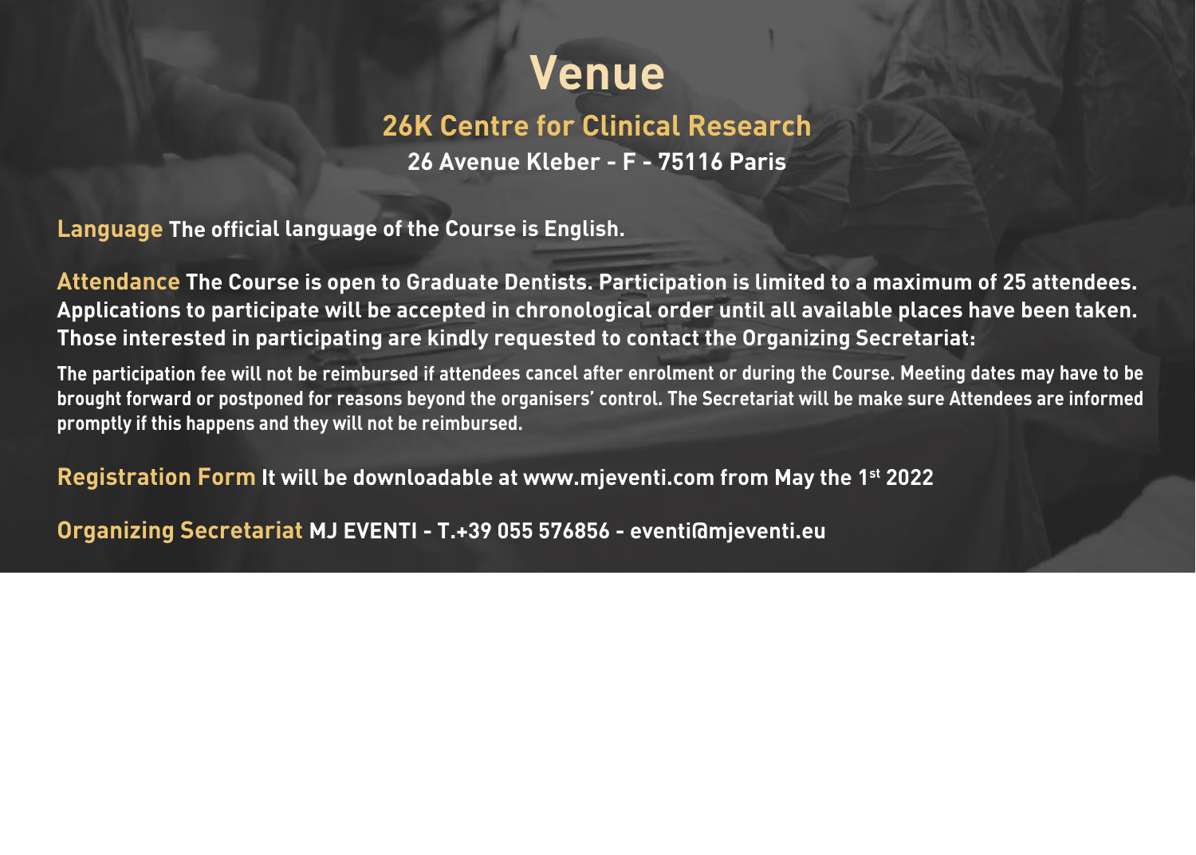# Venue

## 26K Centre for Clinical Research

**26 Avenue Kleber - F - 75116 Paris**

**Language** The official language of the Course is English.

**Attendance** The Course is open to Graduate Dentists. Participation is limited to a maximum of 25 attendees. Applications to participate will be accepted in chronological order until all available places have been taken. Those interested in participating are kindly requested to contact the Organizing Secretariat:

The participation fee will not be reimbursed if attendees cancel after enrolment or during the Course. Meeting dates may have to be brought forward or postponed for reasons beyond the organisers' control. The Secretariat will be make sure Attendees are informed promptly if this happens and they will not be reimbursed.

**Registration Form** It will be downloadable at www.mjeventi.com from May the 1st 2022

**Organizing Secretariat** MJ EVENTI - T.+39 055 576856 - eventi@mjeventi.eu